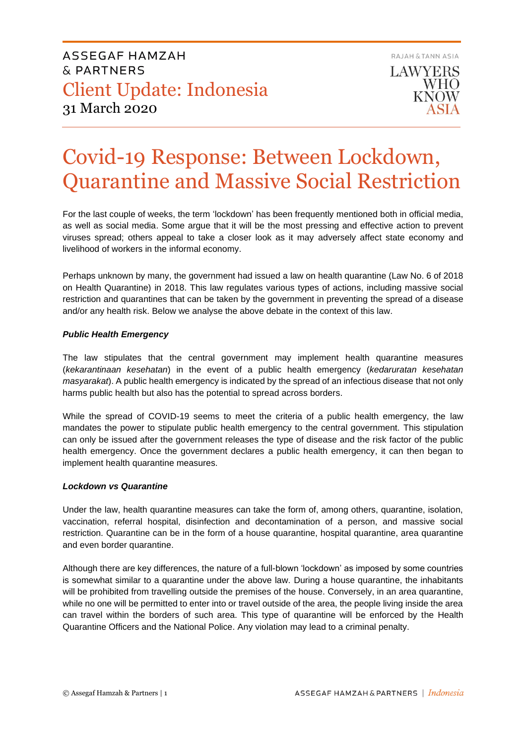ASSEGAF HAMZAH & PARTNERS

Client Update: Indonesia

31 March 2020

RAJAH & TANN ASIA

LAWYERS WHO KNOW ASIA

# Covid-19 Response: Between Lockdown, Quarantine and Massive Social Restriction

For the last couple of weeks, the term 'lockdown' has been frequently mentioned both in official media, as well as social media. Some argue that it will be the most pressing and effective action to prevent viruses spread; others appeal to take a closer look as it may adversely affect state economy and livelihood of workers in the informal economy.

Perhaps unknown by many, the government had issued a law on health quarantine (Law No. 6 of 2018 on Health Quarantine) in 2018. This law regulates various types of actions, including massive social restriction and quarantines that can be taken by the government in preventing the spread of a disease and/or any health risk. Below we analyse the above debate in the context of this law.

***Public Health Emergency***

The law stipulates that the central government may implement health quarantine measures (*kekarantinaan kesehatan*) in the event of a public health emergency (*kedaruratan kesehatan masyarakat*). A public health emergency is indicated by the spread of an infectious disease that not only harms public health but also has the potential to spread across borders.

While the spread of COVID-19 seems to meet the criteria of a public health emergency, the law mandates the power to stipulate public health emergency to the central government. This stipulation can only be issued after the government releases the type of disease and the risk factor of the public health emergency. Once the government declares a public health emergency, it can then began to implement health quarantine measures.

***Lockdown vs Quarantine***

Under the law, health quarantine measures can take the form of, among others, quarantine, isolation, vaccination, referral hospital, disinfection and decontamination of a person, and massive social restriction. Quarantine can be in the form of a house quarantine, hospital quarantine, area quarantine and even border quarantine.

Although there are key differences, the nature of a full-blown 'lockdown' as imposed by some countries is somewhat similar to a quarantine under the above law. During a house quarantine, the inhabitants will be prohibited from travelling outside the premises of the house. Conversely, in an area quarantine, while no one will be permitted to enter into or travel outside of the area, the people living inside the area can travel within the borders of such area. This type of quarantine will be enforced by the Health Quarantine Officers and the National Police. Any violation may lead to a criminal penalty.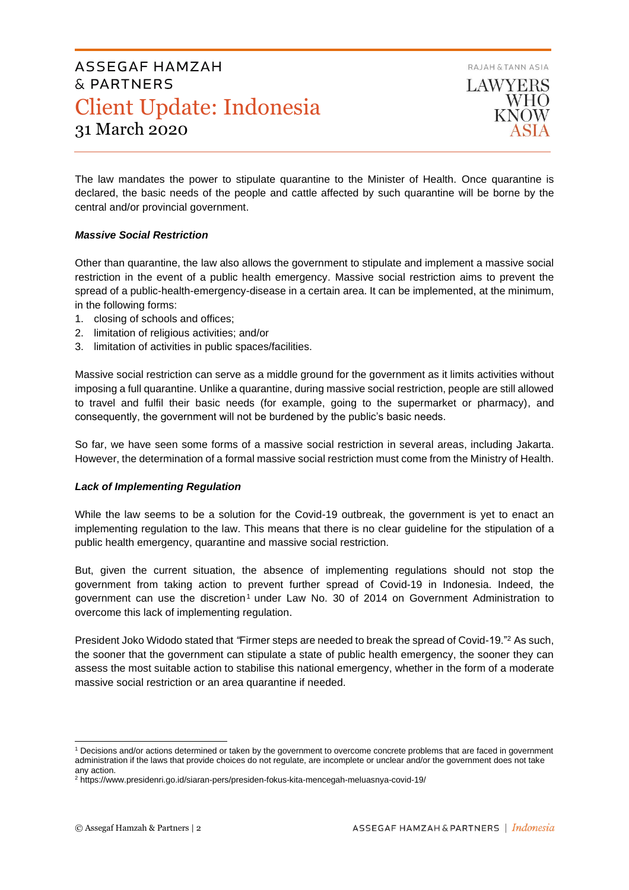The law mandates the power to stipulate quarantine to the Minister of Health. Once quarantine is declared, the basic needs of the people and cattle affected by such quarantine will be borne by the central and/or provincial government.

***Massive Social Restriction***

Other than quarantine, the law also allows the government to stipulate and implement a massive social restriction in the event of a public health emergency. Massive social restriction aims to prevent the spread of a public-health-emergency-disease in a certain area. It can be implemented, at the minimum, in the following forms:

1. closing of schools and offices;
2. limitation of religious activities; and/or
3. limitation of activities in public spaces/facilities.

Massive social restriction can serve as a middle ground for the government as it limits activities without imposing a full quarantine. Unlike a quarantine, during massive social restriction, people are still allowed to travel and fulfil their basic needs (for example, going to the supermarket or pharmacy), and consequently, the government will not be burdened by the public's basic needs.

So far, we have seen some forms of a massive social restriction in several areas, including Jakarta. However, the determination of a formal massive social restriction must come from the Ministry of Health.

***Lack of Implementing Regulation***

While the law seems to be a solution for the Covid-19 outbreak, the government is yet to enact an implementing regulation to the law. This means that there is no clear guideline for the stipulation of a public health emergency, quarantine and massive social restriction.

But, given the current situation, the absence of implementing regulations should not stop the government from taking action to prevent further spread of Covid-19 in Indonesia. Indeed, the government can use the discretion[1] under Law No. 30 of 2014 on Government Administration to overcome this lack of implementing regulation.

President Joko Widodo stated that *"*Firmer steps are needed to break the spread of Covid-19."[2] As such, the sooner that the government can stipulate a state of public health emergency, the sooner they can assess the most suitable action to stabilise this national emergency, whether in the form of a moderate massive social restriction or an area quarantine if needed.

---

[1] Decisions and/or actions determined or taken by the government to overcome concrete problems that are faced in government administration if the laws that provide choices do not regulate, are incomplete or unclear and/or the government does not take any action.

[2] https://www.presidenri.go.id/siaran-pers/presiden-fokus-kita-mencegah-meluasnya-covid-19/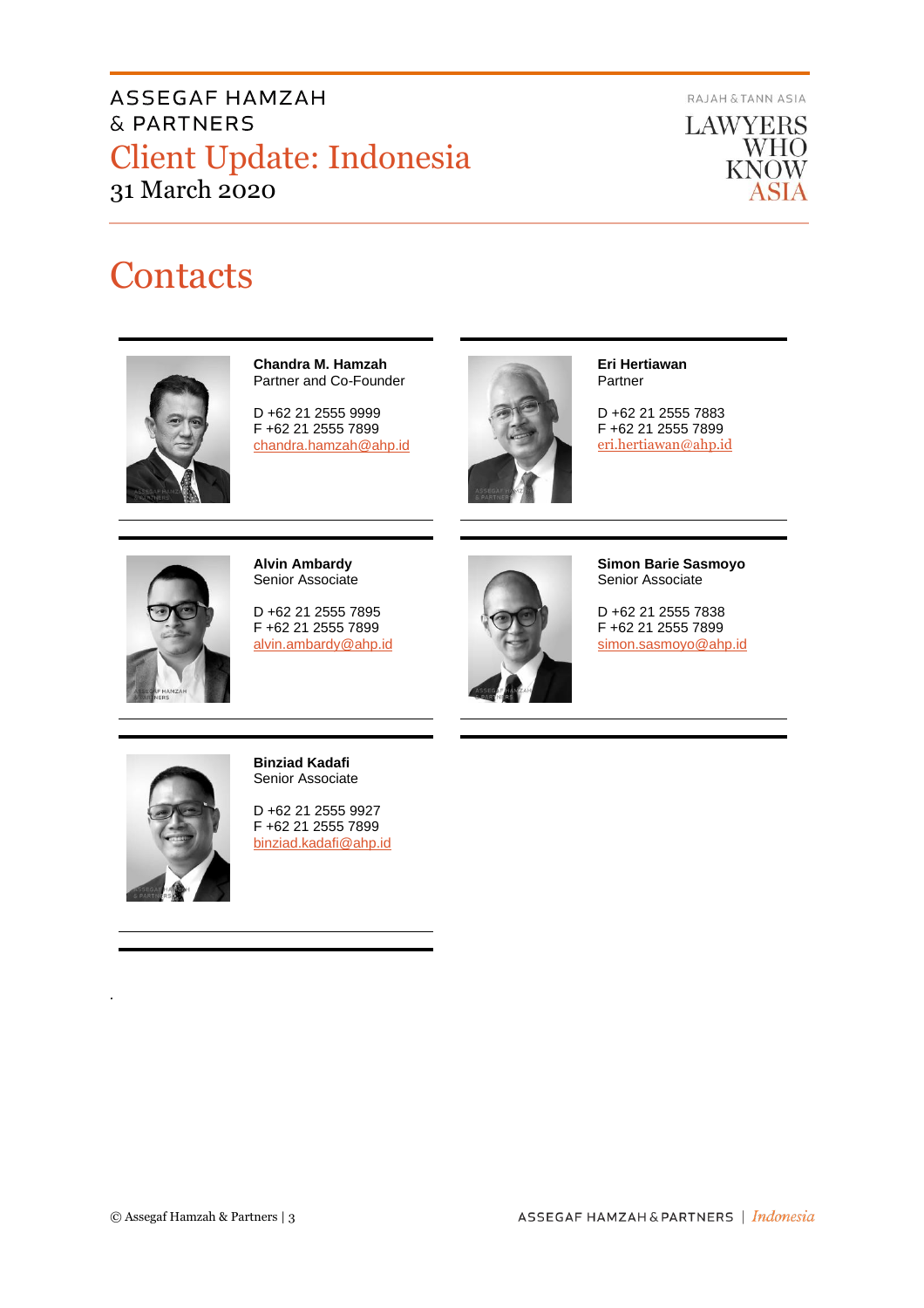# Contacts

**Chandra M. Hamzah**
Partner and Co-Founder

D +62 21 2555 9999
F +62 21 2555 7899
chandra.hamzah@ahp.id

**Eri Hertiawan**
Partner

D +62 21 2555 7883
F +62 21 2555 7899
eri.hertiawan@ahp.id

**Alvin Ambardy**
Senior Associate

D +62 21 2555 7895
F +62 21 2555 7899
alvin.ambardy@ahp.id

**Simon Barie Sasmoyo**
Senior Associate

D +62 21 2555 7838
F +62 21 2555 7899
simon.sasmoyo@ahp.id

**Binziad Kadafi**
Senior Associate

D +62 21 2555 9927
F +62 21 2555 7899
binziad.kadafi@ahp.id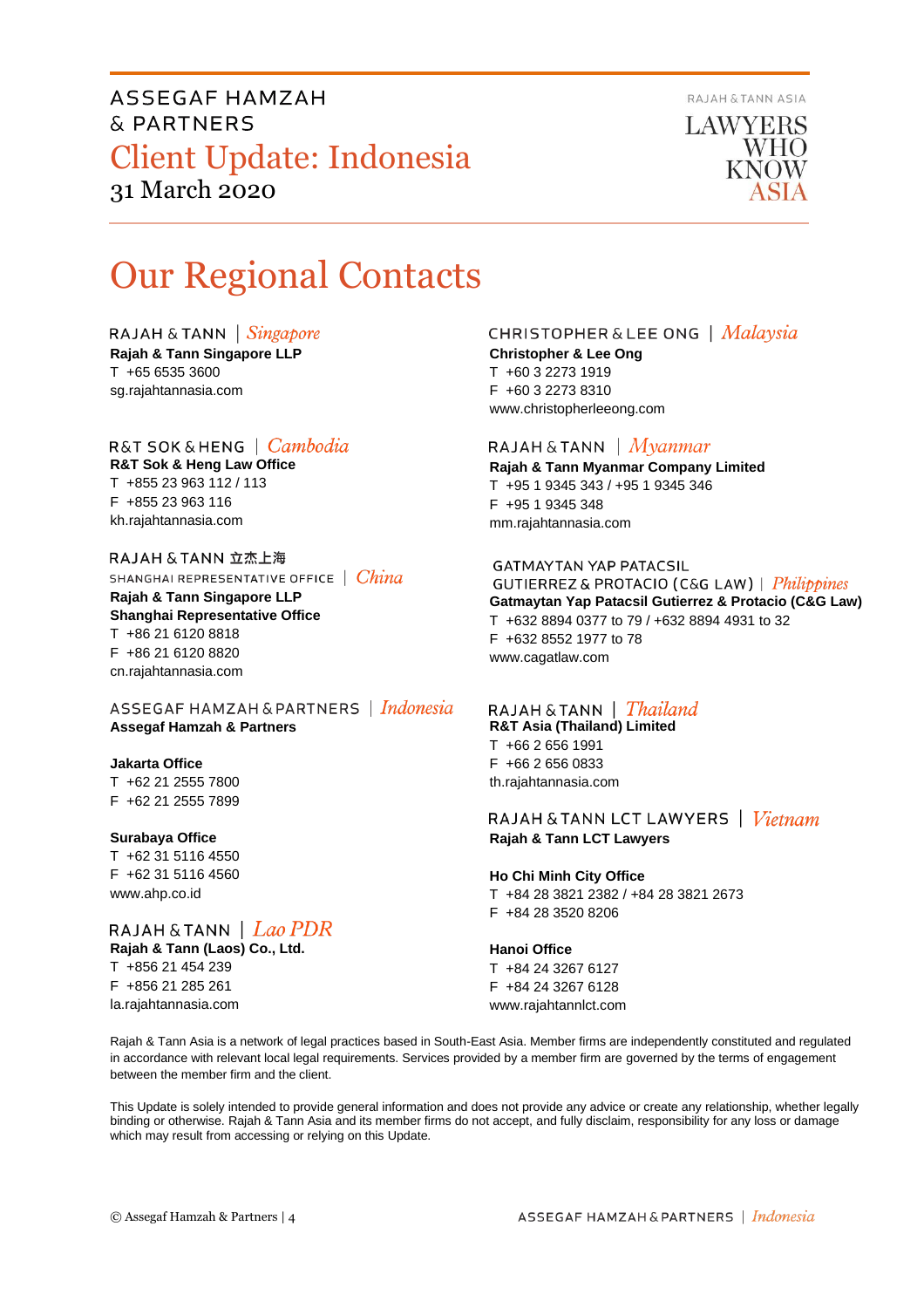# Our Regional Contacts

RAJAH & TANN | *Singapore*
**Rajah & Tann Singapore LLP**
T +65 6535 3600
sg.rajahtannasia.com

R&T SOK & HENG | *Cambodia*
**R&T Sok & Heng Law Office**
T +855 23 963 112 / 113
F +855 23 963 116
kh.rajahtannasia.com

RAJAH & TANN 立杰上海
SHANGHAI REPRESENTATIVE OFFICE | *China*
**Rajah & Tann Singapore LLP**
**Shanghai Representative Office**
T +86 21 6120 8818
F +86 21 6120 8820
cn.rajahtannasia.com

ASSEGAF HAMZAH & PARTNERS | *Indonesia*
**Assegaf Hamzah & Partners**

**Jakarta Office**
T +62 21 2555 7800
F +62 21 2555 7899

**Surabaya Office**
T +62 31 5116 4550
F +62 31 5116 4560
www.ahp.co.id

RAJAH & TANN | *Lao PDR*
**Rajah & Tann (Laos) Co., Ltd.**
T +856 21 454 239
F +856 21 285 261
la.rajahtannasia.com

CHRISTOPHER & LEE ONG | *Malaysia*
**Christopher & Lee Ong**
T +60 3 2273 1919
F +60 3 2273 8310
www.christopherleeong.com

RAJAH & TANN | *Myanmar*
**Rajah & Tann Myanmar Company Limited**
T +95 1 9345 343 / +95 1 9345 346
F +95 1 9345 348
mm.rajahtannasia.com

GATMAYTAN YAP PATACSIL
GUTIERREZ & PROTACIO (C&G LAW) | *Philippines*
**Gatmaytan Yap Patacsil Gutierrez & Protacio (C&G Law)**
T +632 8894 0377 to 79 / +632 8894 4931 to 32
F +632 8552 1977 to 78
www.cagatlaw.com

RAJAH & TANN | *Thailand*
**R&T Asia (Thailand) Limited**
T +66 2 656 1991
F +66 2 656 0833
th.rajahtannasia.com

RAJAH & TANN LCT LAWYERS | *Vietnam*
**Rajah & Tann LCT Lawyers**

**Ho Chi Minh City Office**
T +84 28 3821 2382 / +84 28 3821 2673
F +84 28 3520 8206

**Hanoi Office**
T +84 24 3267 6127
F +84 24 3267 6128
www.rajahtannlct.com

Rajah & Tann Asia is a network of legal practices based in South-East Asia. Member firms are independently constituted and regulated in accordance with relevant local legal requirements. Services provided by a member firm are governed by the terms of engagement between the member firm and the client.

This Update is solely intended to provide general information and does not provide any advice or create any relationship, whether legally binding or otherwise. Rajah & Tann Asia and its member firms do not accept, and fully disclaim, responsibility for any loss or damage which may result from accessing or relying on this Update.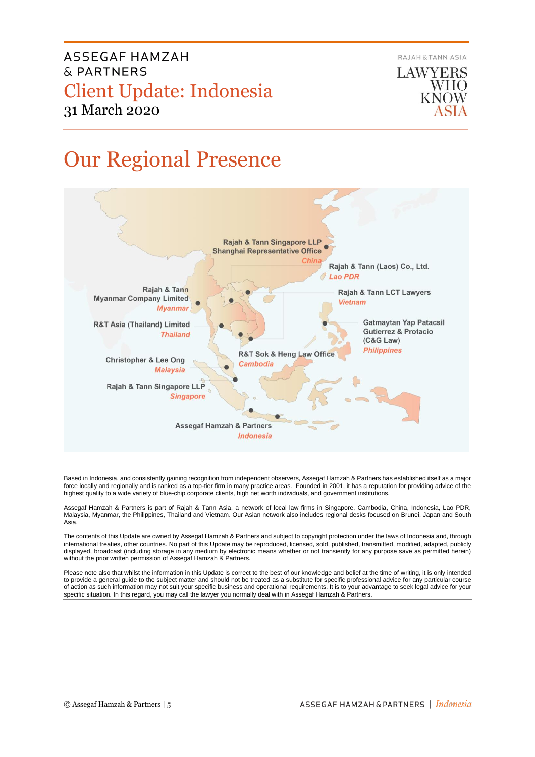# Our Regional Presence

Rajah & Tann Singapore LLP
Shanghai Representative Office
*China*

Rajah & Tann (Laos) Co., Ltd.
*Lao PDR*

Rajah & Tann
Myanmar Company Limited
*Myanmar*

Rajah & Tann LCT Lawyers
*Vietnam*

R&T Asia (Thailand) Limited
*Thailand*

Gatmaytan Yap Patacsil
Gutierrez & Protacio
(C&G Law)
*Philippines*

R&T Sok & Heng Law Office
*Cambodia*

Christopher & Lee Ong
*Malaysia*

Rajah & Tann Singapore LLP
*Singapore*

Assegaf Hamzah & Partners
*Indonesia*

Based in Indonesia, and consistently gaining recognition from independent observers, Assegaf Hamzah & Partners has established itself as a major force locally and regionally and is ranked as a top-tier firm in many practice areas. Founded in 2001, it has a reputation for providing advice of the highest quality to a wide variety of blue-chip corporate clients, high net worth individuals, and government institutions.

Assegaf Hamzah & Partners is part of Rajah & Tann Asia, a network of local law firms in Singapore, Cambodia, China, Indonesia, Lao PDR, Malaysia, Myanmar, the Philippines, Thailand and Vietnam. Our Asian network also includes regional desks focused on Brunei, Japan and South Asia.

The contents of this Update are owned by Assegaf Hamzah & Partners and subject to copyright protection under the laws of Indonesia and, through international treaties, other countries. No part of this Update may be reproduced, licensed, sold, published, transmitted, modified, adapted, publicly displayed, broadcast (including storage in any medium by electronic means whether or not transiently for any purpose save as permitted herein) without the prior written permission of Assegaf Hamzah & Partners.

Please note also that whilst the information in this Update is correct to the best of our knowledge and belief at the time of writing, it is only intended to provide a general guide to the subject matter and should not be treated as a substitute for specific professional advice for any particular course of action as such information may not suit your specific business and operational requirements. It is to your advantage to seek legal advice for your specific situation. In this regard, you may call the lawyer you normally deal with in Assegaf Hamzah & Partners.